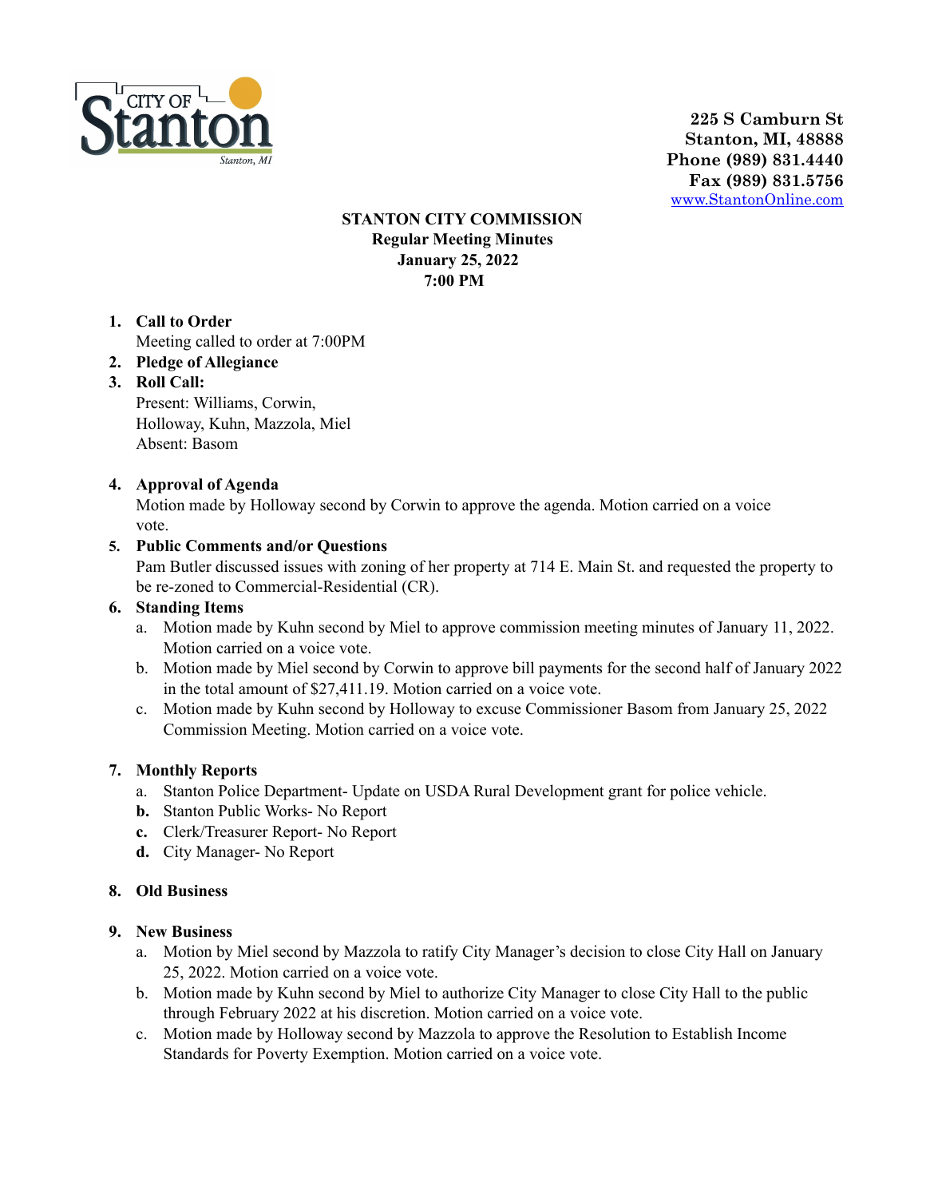CITY OF Stanton
Stanton, MI

**225 S Camburn St**
**Stanton, MI, 48888**
**Phone (989) 831.4440**
**Fax (989) 831.5756**
[www.StantonOnline.com](http://www.StantonOnline.com)

**STANTON CITY COMMISSION**
**Regular Meeting Minutes**
**January 25, 2022**
**7:00 PM**

1. **Call to Order**
   Meeting called to order at 7:00PM
2. **Pledge of Allegiance**
3. **Roll Call:**
   Present: Williams, Corwin,
   Holloway, Kuhn, Mazzola, Miel
   Absent: Basom

4. **Approval of Agenda**
   Motion made by Holloway second by Corwin to approve the agenda. Motion carried on a voice vote.
5. **Public Comments and/or Questions**
   Pam Butler discussed issues with zoning of her property at 714 E. Main St. and requested the property to be re-zoned to Commercial-Residential (CR).
6. **Standing Items**
   a. Motion made by Kuhn second by Miel to approve commission meeting minutes of January 11, 2022. Motion carried on a voice vote.
   b. Motion made by Miel second by Corwin to approve bill payments for the second half of January 2022 in the total amount of $27,411.19. Motion carried on a voice vote.
   c. Motion made by Kuhn second by Holloway to excuse Commissioner Basom from January 25, 2022 Commission Meeting. Motion carried on a voice vote.

7. **Monthly Reports**
   a. Stanton Police Department- Update on USDA Rural Development grant for police vehicle.
   **b.** Stanton Public Works- No Report
   **c.** Clerk/Treasurer Report- No Report
   **d.** City Manager- No Report

8. **Old Business**

9. **New Business**
   a. Motion by Miel second by Mazzola to ratify City Manager's decision to close City Hall on January 25, 2022. Motion carried on a voice vote.
   b. Motion made by Kuhn second by Miel to authorize City Manager to close City Hall to the public through February 2022 at his discretion. Motion carried on a voice vote.
   c. Motion made by Holloway second by Mazzola to approve the Resolution to Establish Income Standards for Poverty Exemption. Motion carried on a voice vote.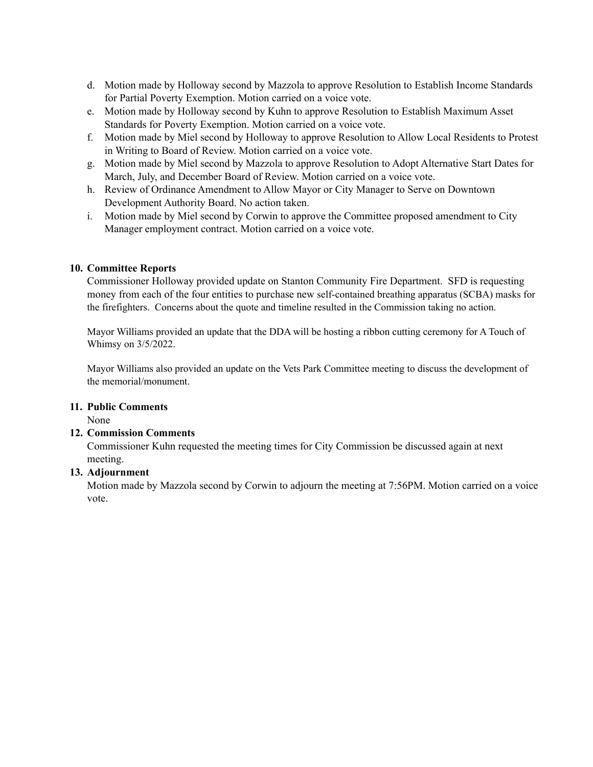d. Motion made by Holloway second by Mazzola to approve Resolution to Establish Income Standards for Partial Poverty Exemption. Motion carried on a voice vote.
e. Motion made by Holloway second by Kuhn to approve Resolution to Establish Maximum Asset Standards for Poverty Exemption. Motion carried on a voice vote.
f. Motion made by Miel second by Holloway to approve Resolution to Allow Local Residents to Protest in Writing to Board of Review. Motion carried on a voice vote.
g. Motion made by Miel second by Mazzola to approve Resolution to Adopt Alternative Start Dates for March, July, and December Board of Review. Motion carried on a voice vote.
h. Review of Ordinance Amendment to Allow Mayor or City Manager to Serve on Downtown Development Authority Board. No action taken.
i. Motion made by Miel second by Corwin to approve the Committee proposed amendment to City Manager employment contract. Motion carried on a voice vote.

**10. Committee Reports**

Commissioner Holloway provided update on Stanton Community Fire Department. SFD is requesting money from each of the four entities to purchase new self-contained breathing apparatus (SCBA) masks for the firefighters. Concerns about the quote and timeline resulted in the Commission taking no action.

Mayor Williams provided an update that the DDA will be hosting a ribbon cutting ceremony for A Touch of Whimsy on 3/5/2022.

Mayor Williams also provided an update on the Vets Park Committee meeting to discuss the development of the memorial/monument.

**11. Public Comments**

None

**12. Commission Comments**

Commissioner Kuhn requested the meeting times for City Commission be discussed again at next meeting.

**13. Adjournment**

Motion made by Mazzola second by Corwin to adjourn the meeting at 7:56PM. Motion carried on a voice vote.